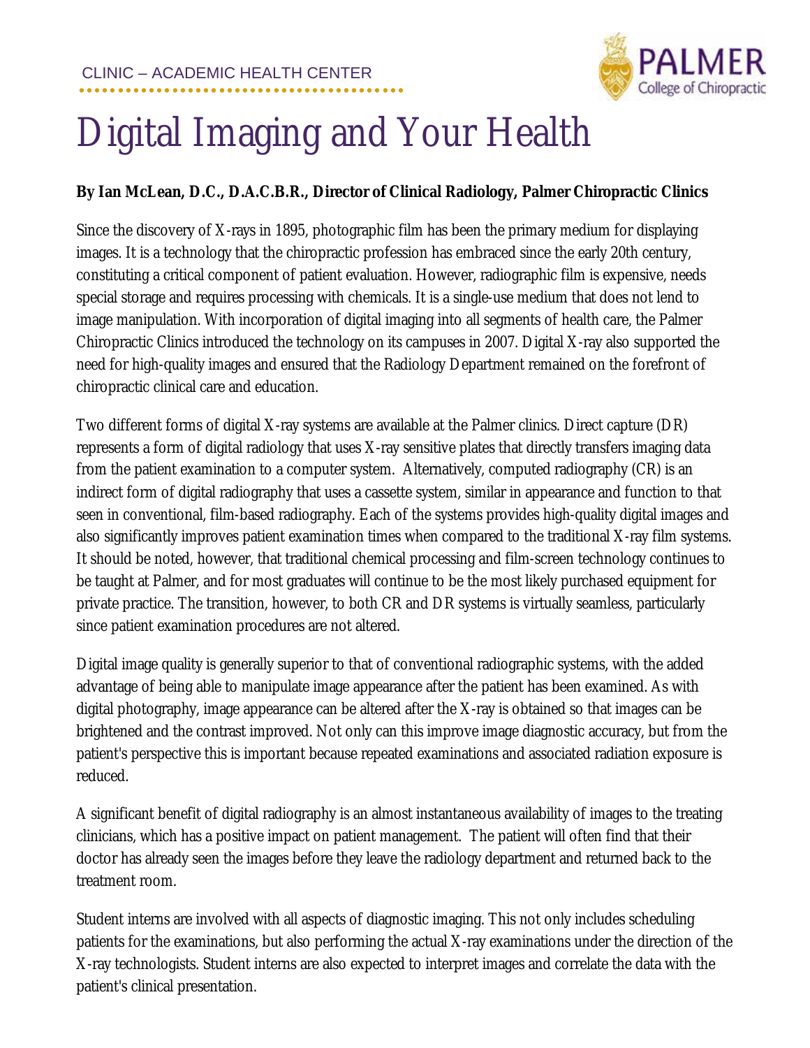CLINIC – ACADEMIC HEALTH CENTER

PALMER College of Chiropractic

# Digital Imaging and Your Health

**By Ian McLean, D.C., D.A.C.B.R., Director of Clinical Radiology, Palmer Chiropractic Clinics**

Since the discovery of X-rays in 1895, photographic film has been the primary medium for displaying images. It is a technology that the chiropractic profession has embraced since the early 20th century, constituting a critical component of patient evaluation. However, radiographic film is expensive, needs special storage and requires processing with chemicals. It is a single-use medium that does not lend to image manipulation. With incorporation of digital imaging into all segments of health care, the Palmer Chiropractic Clinics introduced the technology on its campuses in 2007. Digital X-ray also supported the need for high-quality images and ensured that the Radiology Department remained on the forefront of chiropractic clinical care and education.

Two different forms of digital X-ray systems are available at the Palmer clinics. Direct capture (DR) represents a form of digital radiology that uses X-ray sensitive plates that directly transfers imaging data from the patient examination to a computer system. Alternatively, computed radiography (CR) is an indirect form of digital radiography that uses a cassette system, similar in appearance and function to that seen in conventional, film-based radiography. Each of the systems provides high-quality digital images and also significantly improves patient examination times when compared to the traditional X-ray film systems. It should be noted, however, that traditional chemical processing and film-screen technology continues to be taught at Palmer, and for most graduates will continue to be the most likely purchased equipment for private practice. The transition, however, to both CR and DR systems is virtually seamless, particularly since patient examination procedures are not altered.

Digital image quality is generally superior to that of conventional radiographic systems, with the added advantage of being able to manipulate image appearance after the patient has been examined. As with digital photography, image appearance can be altered after the X-ray is obtained so that images can be brightened and the contrast improved. Not only can this improve image diagnostic accuracy, but from the patient's perspective this is important because repeated examinations and associated radiation exposure is reduced.

A significant benefit of digital radiography is an almost instantaneous availability of images to the treating clinicians, which has a positive impact on patient management. The patient will often find that their doctor has already seen the images before they leave the radiology department and returned back to the treatment room.

Student interns are involved with all aspects of diagnostic imaging. This not only includes scheduling patients for the examinations, but also performing the actual X-ray examinations under the direction of the X-ray technologists. Student interns are also expected to interpret images and correlate the data with the patient's clinical presentation.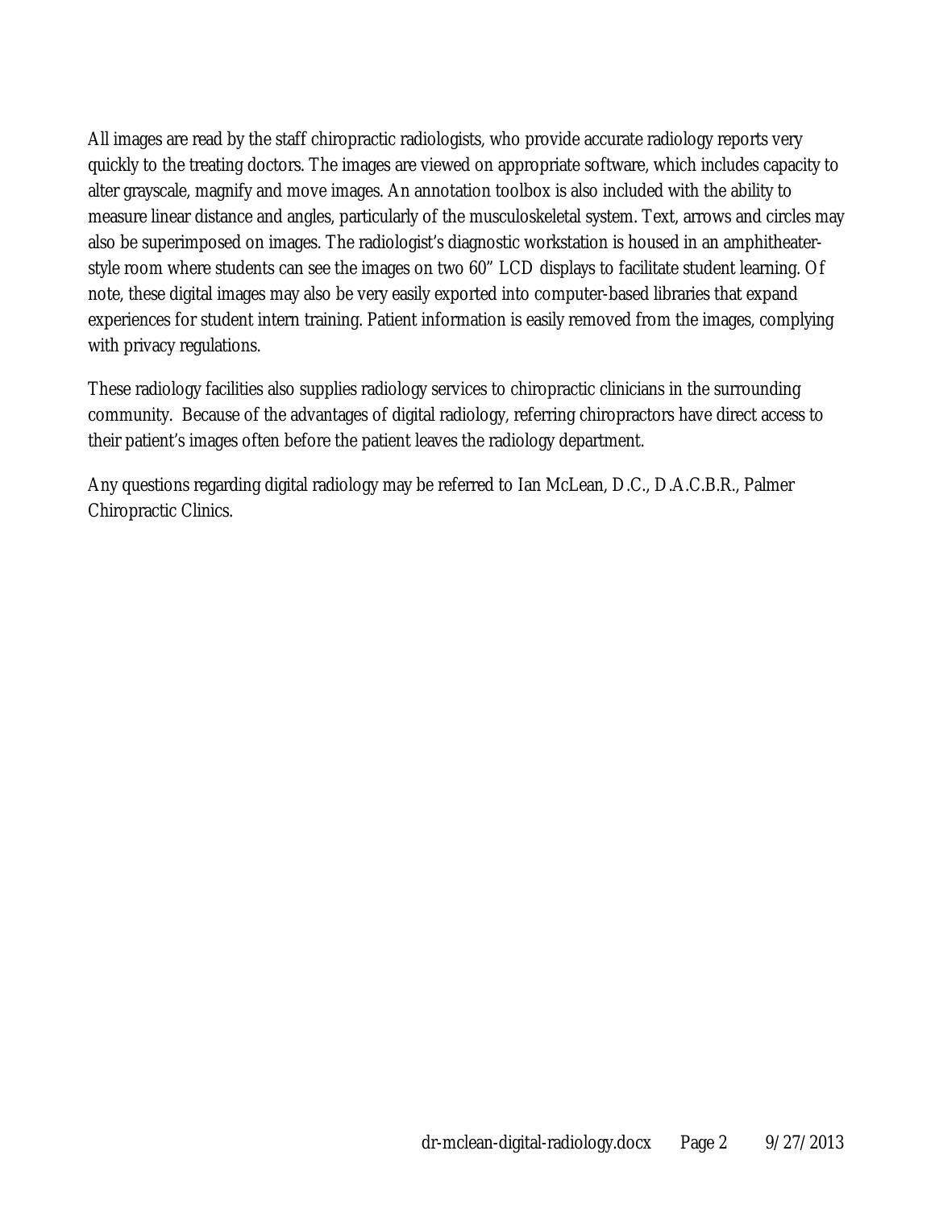All images are read by the staff chiropractic radiologists, who provide accurate radiology reports very quickly to the treating doctors. The images are viewed on appropriate software, which includes capacity to alter grayscale, magnify and move images. An annotation toolbox is also included with the ability to measure linear distance and angles, particularly of the musculoskeletal system. Text, arrows and circles may also be superimposed on images. The radiologist's diagnostic workstation is housed in an amphitheater-style room where students can see the images on two 60" LCD displays to facilitate student learning. Of note, these digital images may also be very easily exported into computer-based libraries that expand experiences for student intern training. Patient information is easily removed from the images, complying with privacy regulations.

These radiology facilities also supplies radiology services to chiropractic clinicians in the surrounding community. Because of the advantages of digital radiology, referring chiropractors have direct access to their patient's images often before the patient leaves the radiology department.

Any questions regarding digital radiology may be referred to Ian McLean, D.C., D.A.C.B.R., Palmer Chiropractic Clinics.